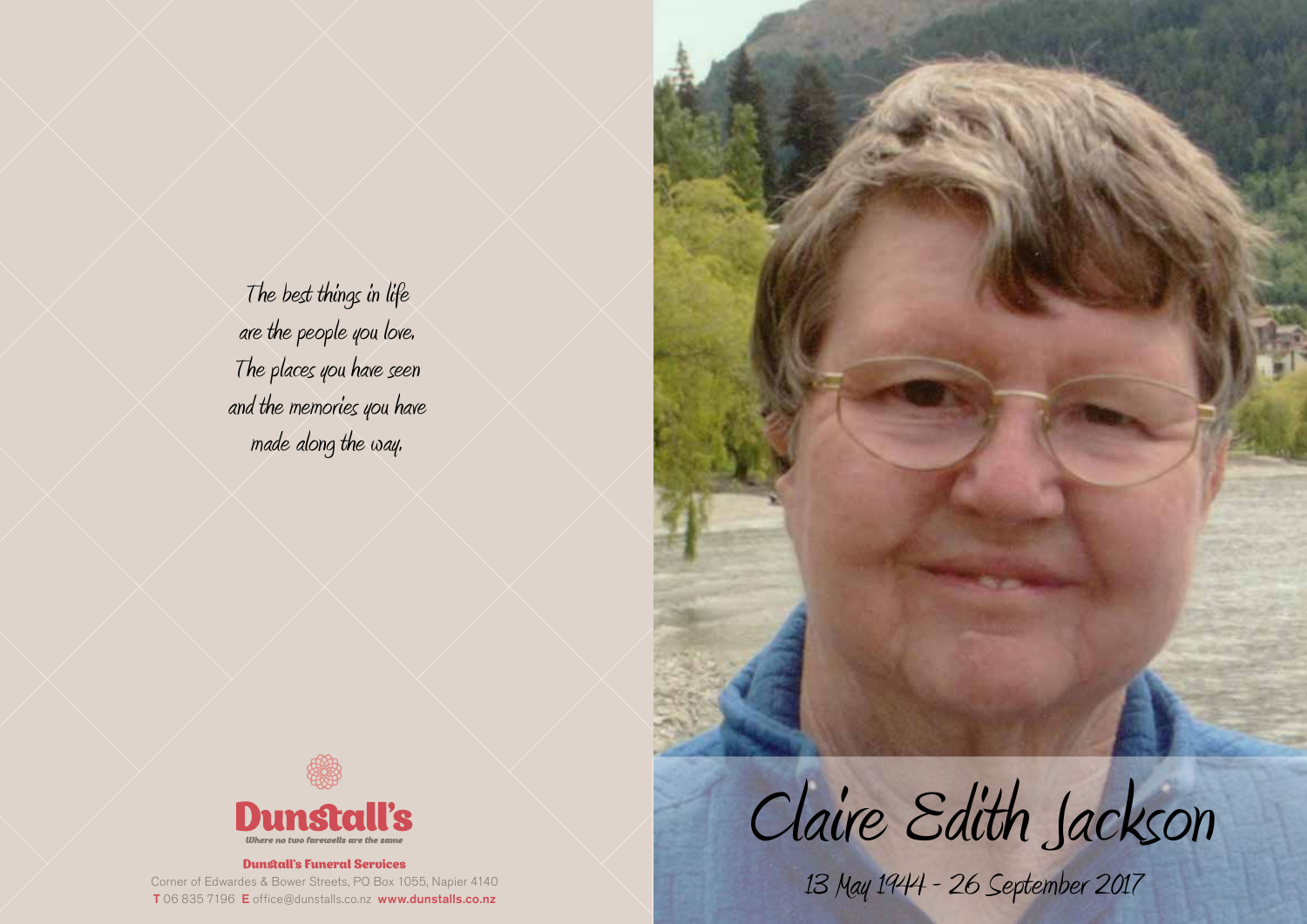*The best things in life*
*are the people you love,*
*The places you have seen*
*and the memories you have*
*made along the way.*

**Dunstall's**

*Where no two farewells are the same*

**Dunstall's Funeral Services**

Corner of Edwardes & Bower Streets, PO Box 1055, Napier 4140

**T** 06 835 7196 **E** office@dunstalls.co.nz **www.dunstalls.co.nz**

# Claire Edith Jackson

13 May 1944 - 26 September 2017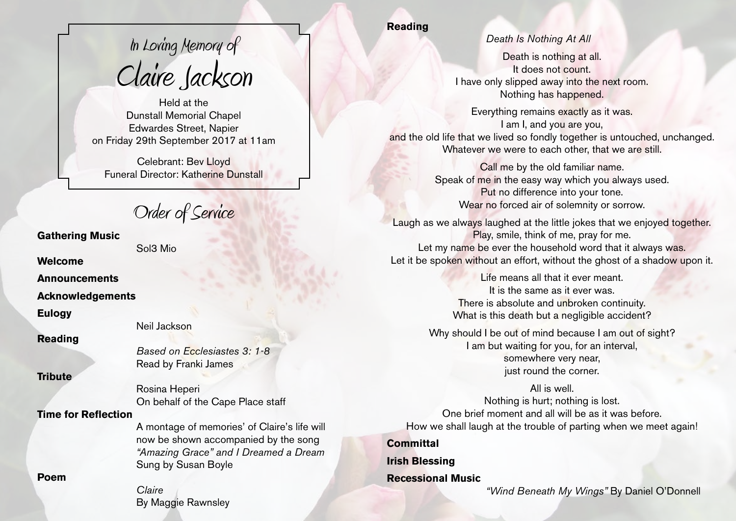In Loving Memory of

# Claire Jackson

Held at the
Dunstall Memorial Chapel
Edwardes Street, Napier
on Friday 29th September 2017 at 11am

Celebrant: Bev Lloyd
Funeral Director: Katherine Dunstall

## Order of Service

**Gathering Music**

Sol3 Mio

**Welcome**

**Announcements**

**Acknowledgements**

**Eulogy**

Neil Jackson

**Reading**

*Based on Ecclesiastes 3: 1-8*
Read by Franki James

**Tribute**

Rosina Heperi
On behalf of the Cape Place staff

**Time for Reflection**

A montage of memories' of Claire's life will now be shown accompanied by the song *"Amazing Grace" and I Dreamed a Dream*
Sung by Susan Boyle

**Poem**

*Claire*
By Maggie Rawnsley

**Reading**

*Death Is Nothing At All*

Death is nothing at all.
It does not count.
I have only slipped away into the next room.
Nothing has happened.

Everything remains exactly as it was.
I am I, and you are you,
and the old life that we lived so fondly together is untouched, unchanged.
Whatever we were to each other, that we are still.

Call me by the old familiar name.
Speak of me in the easy way which you always used.
Put no difference into your tone.
Wear no forced air of solemnity or sorrow.

Laugh as we always laughed at the little jokes that we enjoyed together.
Play, smile, think of me, pray for me.
Let my name be ever the household word that it always was.
Let it be spoken without an effort, without the ghost of a shadow upon it.

Life means all that it ever meant.
It is the same as it ever was.
There is absolute and unbroken continuity.
What is this death but a negligible accident?

Why should I be out of mind because I am out of sight?
I am but waiting for you, for an interval,
somewhere very near,
just round the corner.

All is well.
Nothing is hurt; nothing is lost.
One brief moment and all will be as it was before.
How we shall laugh at the trouble of parting when we meet again!

**Committal**

**Irish Blessing**

**Recessional Music**

*"Wind Beneath My Wings"* By Daniel O'Donnell